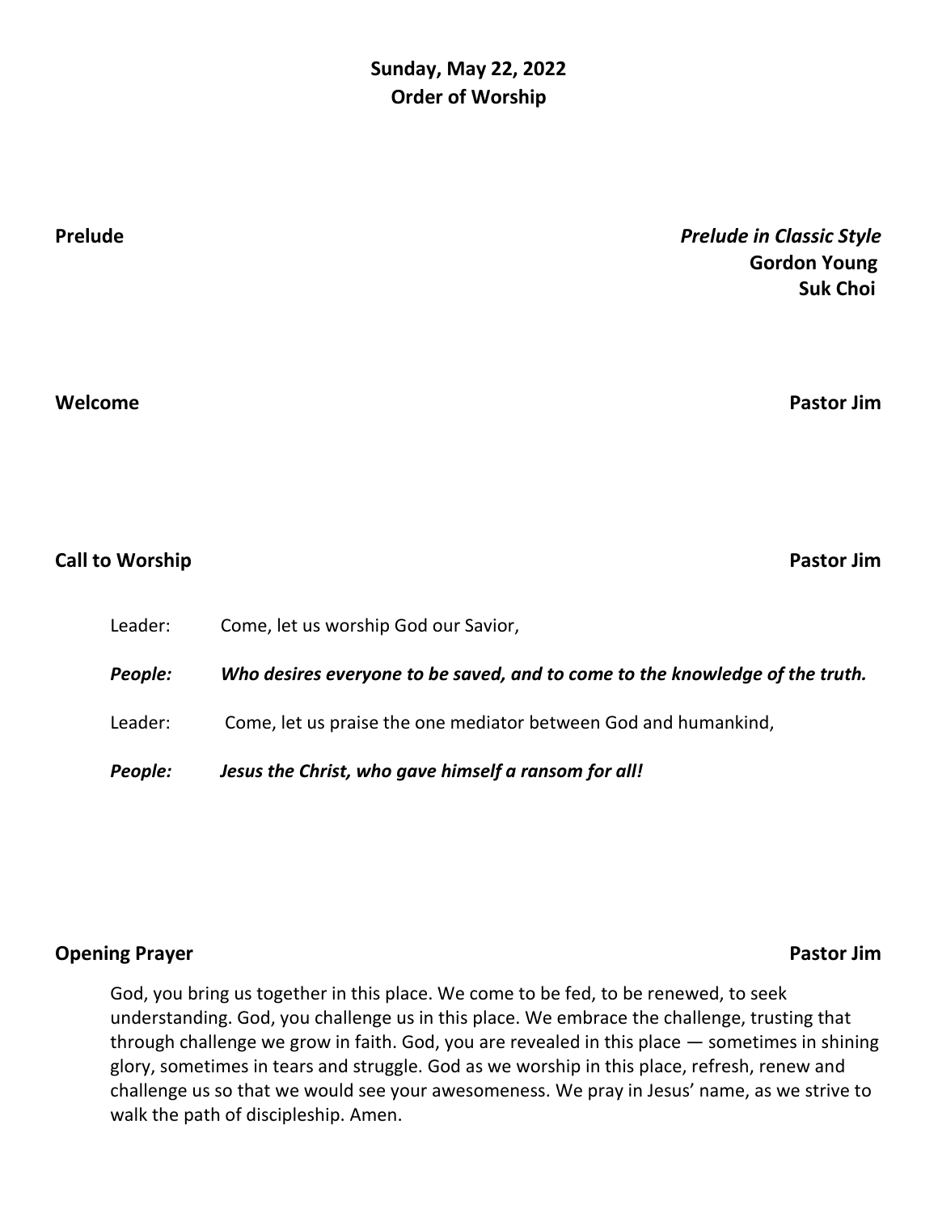**Sunday, May 22, 2022**
**Order of Worship**

**Prelude** — ***Prelude in Classic Style***
**Gordon Young**
**Suk Choi**

**Welcome** — **Pastor Jim**

**Call to Worship** — **Pastor Jim**

Leader: Come, let us worship God our Savior,

***People: Who desires everyone to be saved, and to come to the knowledge of the truth.***

Leader: Come, let us praise the one mediator between God and humankind,

***People: Jesus the Christ, who gave himself a ransom for all!***

**Opening Prayer** — **Pastor Jim**

God, you bring us together in this place. We come to be fed, to be renewed, to seek understanding. God, you challenge us in this place. We embrace the challenge, trusting that through challenge we grow in faith. God, you are revealed in this place — sometimes in shining glory, sometimes in tears and struggle. God as we worship in this place, refresh, renew and challenge us so that we would see your awesomeness. We pray in Jesus' name, as we strive to walk the path of discipleship. Amen.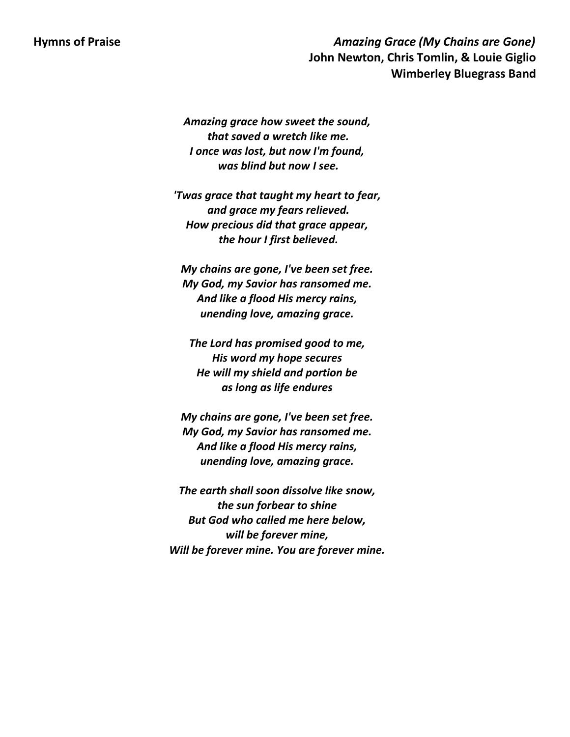**Hymns of Praise**

***Amazing Grace (My Chains are Gone)***
**John Newton, Chris Tomlin, & Louie Giglio**
**Wimberley Bluegrass Band**

***Amazing grace how sweet the sound,***
***that saved a wretch like me.***
***I once was lost, but now I'm found,***
***was blind but now I see.***

***'Twas grace that taught my heart to fear,***
***and grace my fears relieved.***
***How precious did that grace appear,***
***the hour I first believed.***

***My chains are gone, I've been set free.***
***My God, my Savior has ransomed me.***
***And like a flood His mercy rains,***
***unending love, amazing grace.***

***The Lord has promised good to me,***
***His word my hope secures***
***He will my shield and portion be***
***as long as life endures***

***My chains are gone, I've been set free.***
***My God, my Savior has ransomed me.***
***And like a flood His mercy rains,***
***unending love, amazing grace.***

***The earth shall soon dissolve like snow,***
***the sun forbear to shine***
***But God who called me here below,***
***will be forever mine,***
***Will be forever mine. You are forever mine.***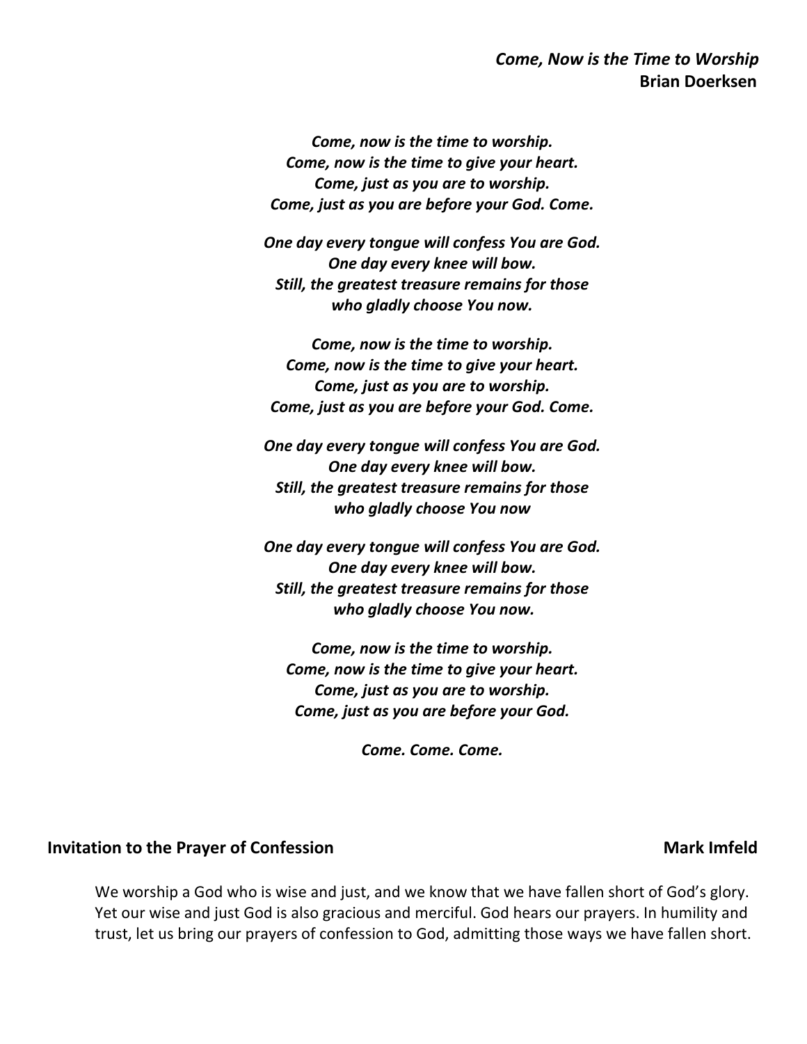***Come, Now is the Time to Worship***
**Brian Doerksen**

***Come, now is the time to worship.***
***Come, now is the time to give your heart.***
***Come, just as you are to worship.***
***Come, just as you are before your God. Come.***

***One day every tongue will confess You are God.***
***One day every knee will bow.***
***Still, the greatest treasure remains for those***
***who gladly choose You now.***

***Come, now is the time to worship.***
***Come, now is the time to give your heart.***
***Come, just as you are to worship.***
***Come, just as you are before your God. Come.***

***One day every tongue will confess You are God.***
***One day every knee will bow.***
***Still, the greatest treasure remains for those***
***who gladly choose You now***

***One day every tongue will confess You are God.***
***One day every knee will bow.***
***Still, the greatest treasure remains for those***
***who gladly choose You now.***

***Come, now is the time to worship.***
***Come, now is the time to give your heart.***
***Come, just as you are to worship.***
***Come, just as you are before your God.***

***Come. Come. Come.***

**Invitation to the Prayer of Confession** **Mark Imfeld**

We worship a God who is wise and just, and we know that we have fallen short of God's glory. Yet our wise and just God is also gracious and merciful. God hears our prayers. In humility and trust, let us bring our prayers of confession to God, admitting those ways we have fallen short.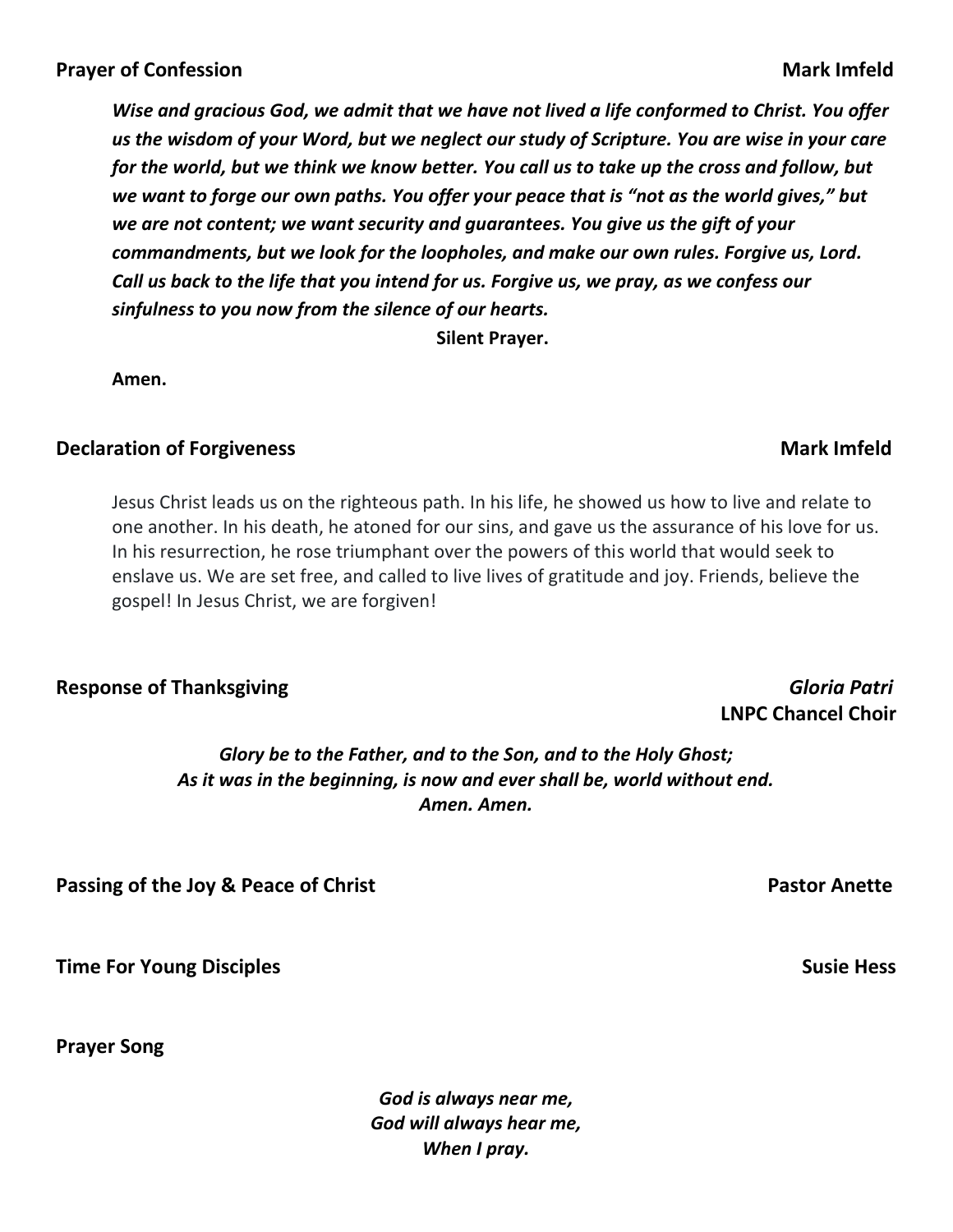**Prayer of Confession** **Mark Imfeld**

***Wise and gracious God, we admit that we have not lived a life conformed to Christ. You offer us the wisdom of your Word, but we neglect our study of Scripture. You are wise in your care for the world, but we think we know better. You call us to take up the cross and follow, but we want to forge our own paths. You offer your peace that is "not as the world gives," but we are not content; we want security and guarantees. You give us the gift of your commandments, but we look for the loopholes, and make our own rules. Forgive us, Lord. Call us back to the life that you intend for us. Forgive us, we pray, as we confess our sinfulness to you now from the silence of our hearts.***

**Silent Prayer.**

**Amen.**

**Declaration of Forgiveness** **Mark Imfeld**

Jesus Christ leads us on the righteous path. In his life, he showed us how to live and relate to one another. In his death, he atoned for our sins, and gave us the assurance of his love for us. In his resurrection, he rose triumphant over the powers of this world that would seek to enslave us. We are set free, and called to live lives of gratitude and joy. Friends, believe the gospel! In Jesus Christ, we are forgiven!

**Response of Thanksgiving** ***Gloria Patri***
**LNPC Chancel Choir**

***Glory be to the Father, and to the Son, and to the Holy Ghost;***
***As it was in the beginning, is now and ever shall be, world without end.***
***Amen. Amen.***

**Passing of the Joy & Peace of Christ** **Pastor Anette**

**Time For Young Disciples** **Susie Hess**

**Prayer Song**

***God is always near me,***
***God will always hear me,***
***When I pray.***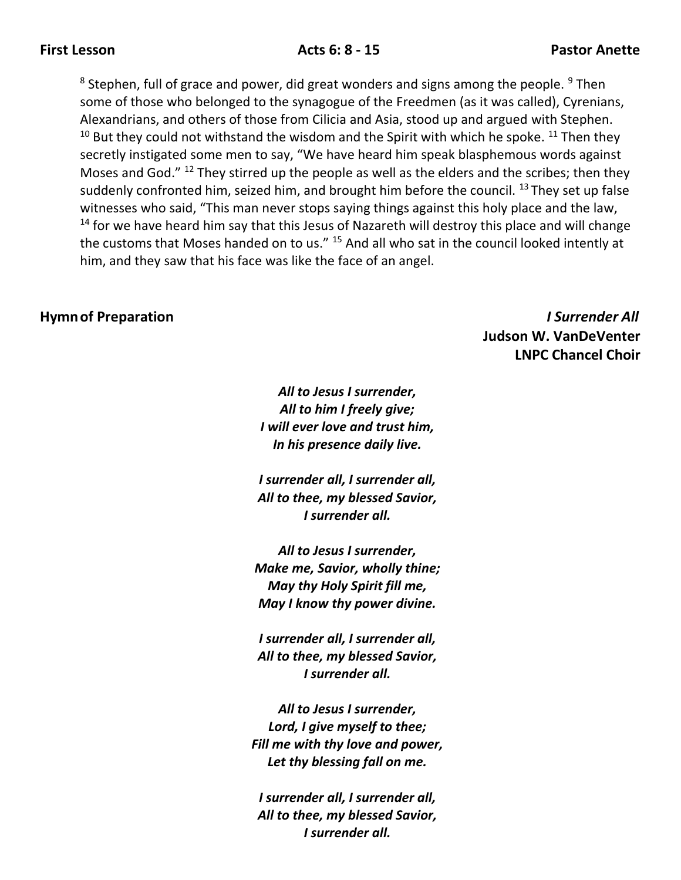**First Lesson** **Acts 6: 8 - 15** **Pastor Anette**

[8] Stephen, full of grace and power, did great wonders and signs among the people. [9] Then some of those who belonged to the synagogue of the Freedmen (as it was called), Cyrenians, Alexandrians, and others of those from Cilicia and Asia, stood up and argued with Stephen. [10] But they could not withstand the wisdom and the Spirit with which he spoke. [11] Then they secretly instigated some men to say, "We have heard him speak blasphemous words against Moses and God." [12] They stirred up the people as well as the elders and the scribes; then they suddenly confronted him, seized him, and brought him before the council. [13] They set up false witnesses who said, "This man never stops saying things against this holy place and the law, [14] for we have heard him say that this Jesus of Nazareth will destroy this place and will change the customs that Moses handed on to us." [15] And all who sat in the council looked intently at him, and they saw that his face was like the face of an angel.

**Hymn of Preparation** ***I Surrender All***
**Judson W. VanDeVenter**
**LNPC Chancel Choir**

***All to Jesus I surrender,***
***All to him I freely give;***
***I will ever love and trust him,***
***In his presence daily live.***

***I surrender all, I surrender all,***
***All to thee, my blessed Savior,***
***I surrender all.***

***All to Jesus I surrender,***
***Make me, Savior, wholly thine;***
***May thy Holy Spirit fill me,***
***May I know thy power divine.***

***I surrender all, I surrender all,***
***All to thee, my blessed Savior,***
***I surrender all.***

***All to Jesus I surrender,***
***Lord, I give myself to thee;***
***Fill me with thy love and power,***
***Let thy blessing fall on me.***

***I surrender all, I surrender all,***
***All to thee, my blessed Savior,***
***I surrender all.***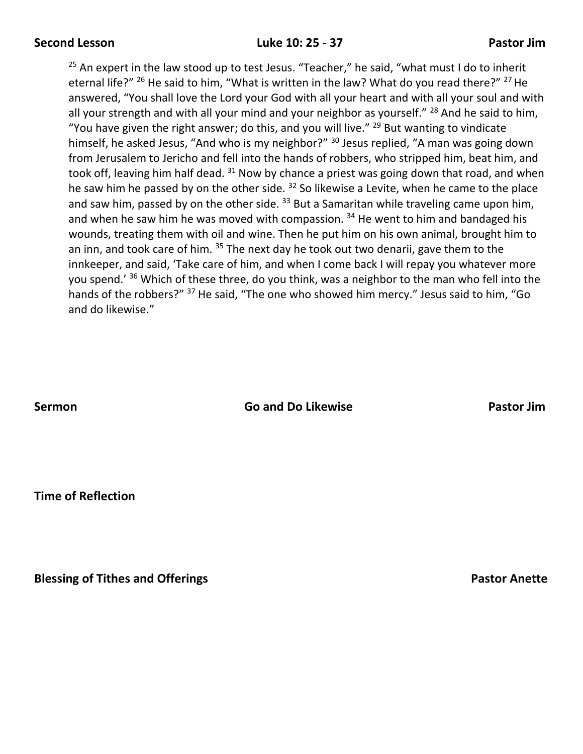**Second Lesson** **Luke 10: 25 - 37** **Pastor Jim**

[25] An expert in the law stood up to test Jesus. "Teacher," he said, "what must I do to inherit eternal life?" [26] He said to him, "What is written in the law? What do you read there?" [27] He answered, "You shall love the Lord your God with all your heart and with all your soul and with all your strength and with all your mind and your neighbor as yourself." [28] And he said to him, "You have given the right answer; do this, and you will live." [29] But wanting to vindicate himself, he asked Jesus, "And who is my neighbor?" [30] Jesus replied, "A man was going down from Jerusalem to Jericho and fell into the hands of robbers, who stripped him, beat him, and took off, leaving him half dead. [31] Now by chance a priest was going down that road, and when he saw him he passed by on the other side. [32] So likewise a Levite, when he came to the place and saw him, passed by on the other side. [33] But a Samaritan while traveling came upon him, and when he saw him he was moved with compassion. [34] He went to him and bandaged his wounds, treating them with oil and wine. Then he put him on his own animal, brought him to an inn, and took care of him. [35] The next day he took out two denarii, gave them to the innkeeper, and said, 'Take care of him, and when I come back I will repay you whatever more you spend.' [36] Which of these three, do you think, was a neighbor to the man who fell into the hands of the robbers?" [37] He said, "The one who showed him mercy." Jesus said to him, "Go and do likewise."

**Sermon** **Go and Do Likewise** **Pastor Jim**

**Time of Reflection**

**Blessing of Tithes and Offerings** **Pastor Anette**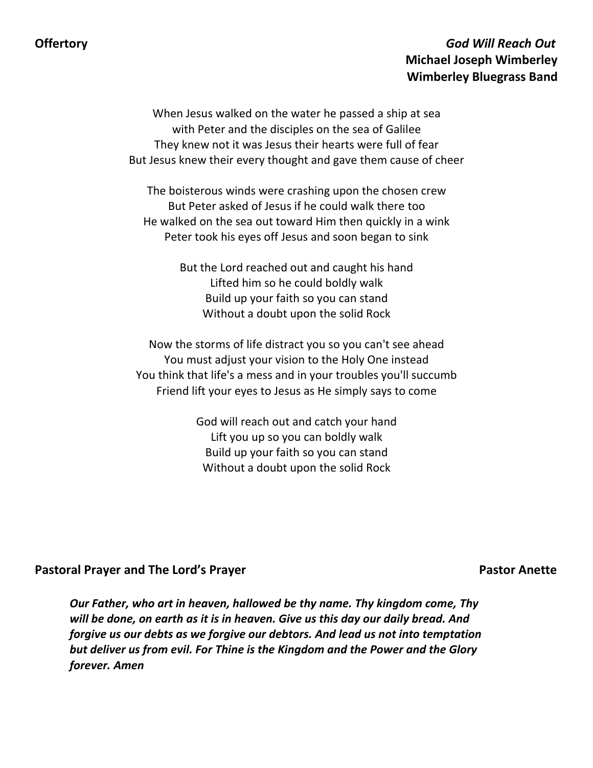**Offertory** *God Will Reach Out*
**Michael Joseph Wimberley**
**Wimberley Bluegrass Band**

When Jesus walked on the water he passed a ship at sea
with Peter and the disciples on the sea of Galilee
They knew not it was Jesus their hearts were full of fear
But Jesus knew their every thought and gave them cause of cheer

The boisterous winds were crashing upon the chosen crew
But Peter asked of Jesus if he could walk there too
He walked on the sea out toward Him then quickly in a wink
Peter took his eyes off Jesus and soon began to sink

But the Lord reached out and caught his hand
Lifted him so he could boldly walk
Build up your faith so you can stand
Without a doubt upon the solid Rock

Now the storms of life distract you so you can't see ahead
You must adjust your vision to the Holy One instead
You think that life's a mess and in your troubles you'll succumb
Friend lift your eyes to Jesus as He simply says to come

God will reach out and catch your hand
Lift you up so you can boldly walk
Build up your faith so you can stand
Without a doubt upon the solid Rock

**Pastoral Prayer and The Lord's Prayer** **Pastor Anette**

***Our Father, who art in heaven, hallowed be thy name. Thy kingdom come, Thy will be done, on earth as it is in heaven. Give us this day our daily bread. And forgive us our debts as we forgive our debtors. And lead us not into temptation but deliver us from evil. For Thine is the Kingdom and the Power and the Glory forever. Amen***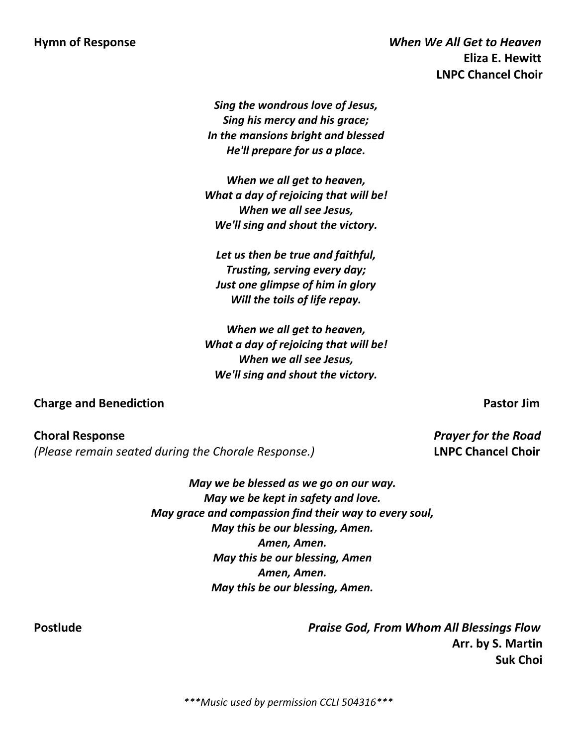**Hymn of Response** *When We All Get to Heaven*
**Eliza E. Hewitt**
**LNPC Chancel Choir**

***Sing the wondrous love of Jesus,***
***Sing his mercy and his grace;***
***In the mansions bright and blessed***
***He'll prepare for us a place.***

***When we all get to heaven,***
***What a day of rejoicing that will be!***
***When we all see Jesus,***
***We'll sing and shout the victory.***

***Let us then be true and faithful,***
***Trusting, serving every day;***
***Just one glimpse of him in glory***
***Will the toils of life repay.***

***When we all get to heaven,***
***What a day of rejoicing that will be!***
***When we all see Jesus,***
***We'll sing and shout the victory.***

**Charge and Benediction** **Pastor Jim**

**Choral Response** *Prayer for the Road*
*(Please remain seated during the Chorale Response.)* **LNPC Chancel Choir**

***May we be blessed as we go on our way.***
***May we be kept in safety and love.***
***May grace and compassion find their way to every soul,***
***May this be our blessing, Amen.***
***Amen, Amen.***
***May this be our blessing, Amen***
***Amen, Amen.***
***May this be our blessing, Amen.***

**Postlude** *Praise God, From Whom All Blessings Flow*
**Arr. by S. Martin**
**Suk Choi**

****Music used by permission CCLI 504316****